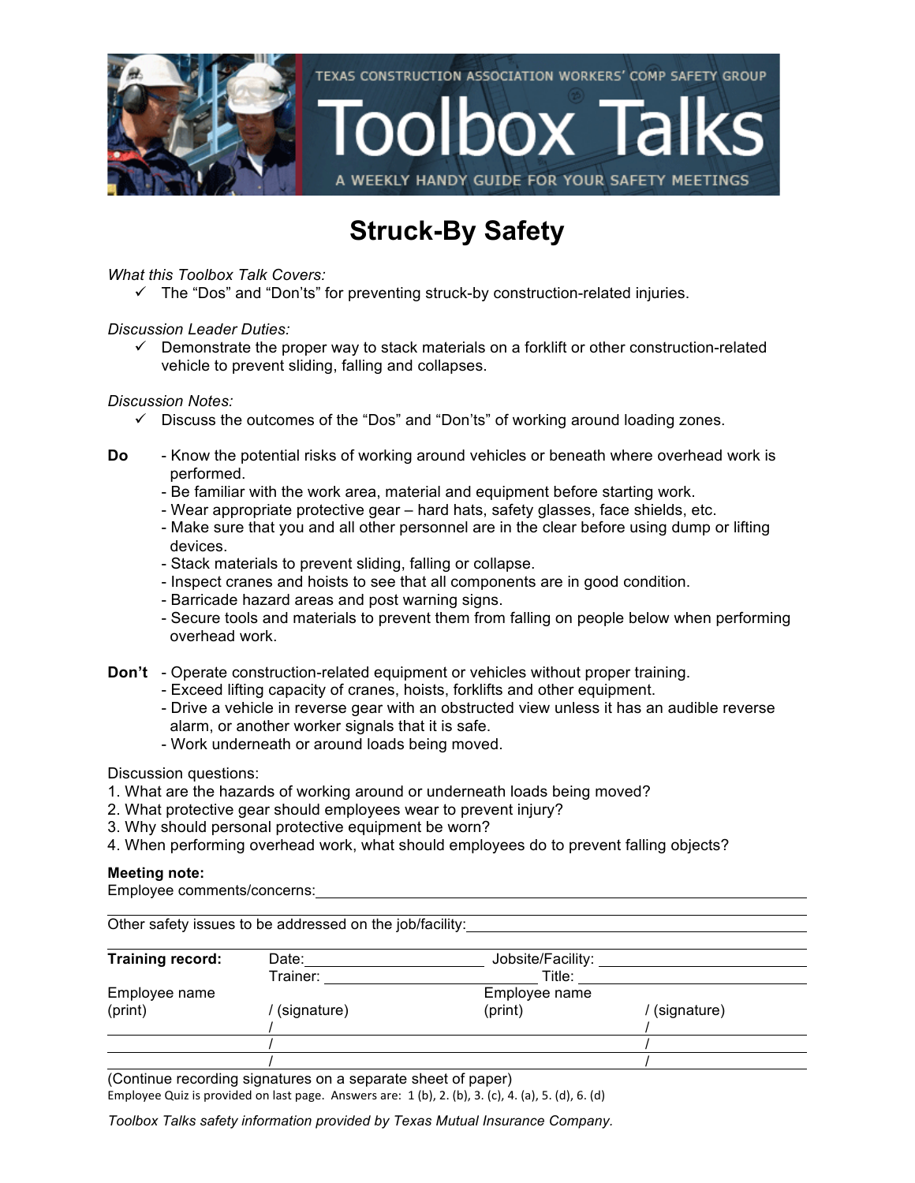TEXAS CONSTRUCTION ASSOCIATION WORKERS' COMP SAFETY GROUP

# Toolbox Talks

A WEEKLY HANDY GUIDE FOR YOUR SAFETY MEETINGS

## Struck-By Safety

*What this Toolbox Talk Covers:*

- ✓ The "Dos" and "Don'ts" for preventing struck-by construction-related injuries.

*Discussion Leader Duties:*

- ✓ Demonstrate the proper way to stack materials on a forklift or other construction-related vehicle to prevent sliding, falling and collapses.

*Discussion Notes:*

- ✓ Discuss the outcomes of the "Dos" and "Don'ts" of working around loading zones.

**Do**

- Know the potential risks of working around vehicles or beneath where overhead work is performed.
- Be familiar with the work area, material and equipment before starting work.
- Wear appropriate protective gear – hard hats, safety glasses, face shields, etc.
- Make sure that you and all other personnel are in the clear before using dump or lifting devices.
- Stack materials to prevent sliding, falling or collapse.
- Inspect cranes and hoists to see that all components are in good condition.
- Barricade hazard areas and post warning signs.
- Secure tools and materials to prevent them from falling on people below when performing overhead work.

**Don't**

- Operate construction-related equipment or vehicles without proper training.
- Exceed lifting capacity of cranes, hoists, forklifts and other equipment.
- Drive a vehicle in reverse gear with an obstructed view unless it has an audible reverse alarm, or another worker signals that it is safe.
- Work underneath or around loads being moved.

Discussion questions:

1. What are the hazards of working around or underneath loads being moved?
2. What protective gear should employees wear to prevent injury?
3. Why should personal protective equipment be worn?
4. When performing overhead work, what should employees do to prevent falling objects?

**Meeting note:**

Employee comments/concerns: ____________________

Other safety issues to be addressed on the job/facility: ____________________

| **Training record:** | Date: | Jobsite/Facility: | |
|---|---|---|---|
| | Trainer: | Title: | |
| Employee name (print) | / (signature) | Employee name (print) | / (signature) |
| | / | | / |
| | / | | / |
| | / | | / |

(Continue recording signatures on a separate sheet of paper)

Employee Quiz is provided on last page. Answers are: 1 (b), 2. (b), 3. (c), 4. (a), 5. (d), 6. (d)

*Toolbox Talks safety information provided by Texas Mutual Insurance Company.*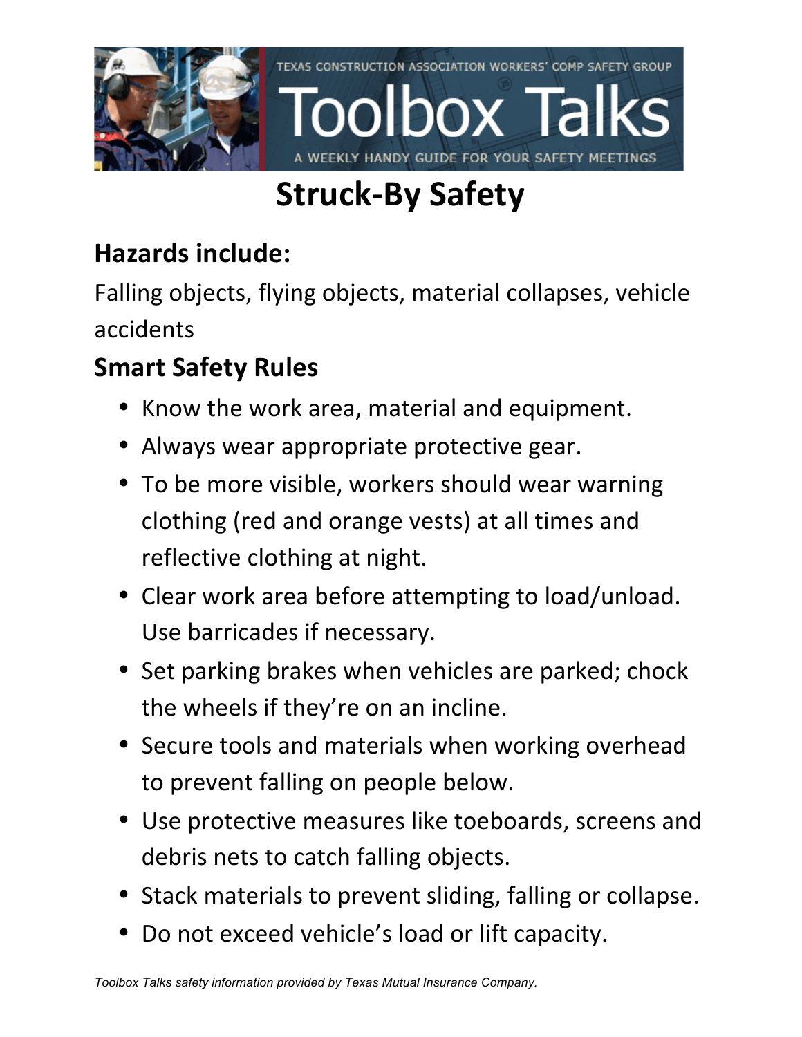TEXAS CONSTRUCTION ASSOCIATION WORKERS' COMP SAFETY GROUP

# Toolbox Talks

A WEEKLY HANDY GUIDE FOR YOUR SAFETY MEETINGS

# Struck-By Safety

## Hazards include:

Falling objects, flying objects, material collapses, vehicle accidents

## Smart Safety Rules

- Know the work area, material and equipment.
- Always wear appropriate protective gear.
- To be more visible, workers should wear warning clothing (red and orange vests) at all times and reflective clothing at night.
- Clear work area before attempting to load/unload. Use barricades if necessary.
- Set parking brakes when vehicles are parked; chock the wheels if they're on an incline.
- Secure tools and materials when working overhead to prevent falling on people below.
- Use protective measures like toeboards, screens and debris nets to catch falling objects.
- Stack materials to prevent sliding, falling or collapse.
- Do not exceed vehicle's load or lift capacity.

*Toolbox Talks safety information provided by Texas Mutual Insurance Company.*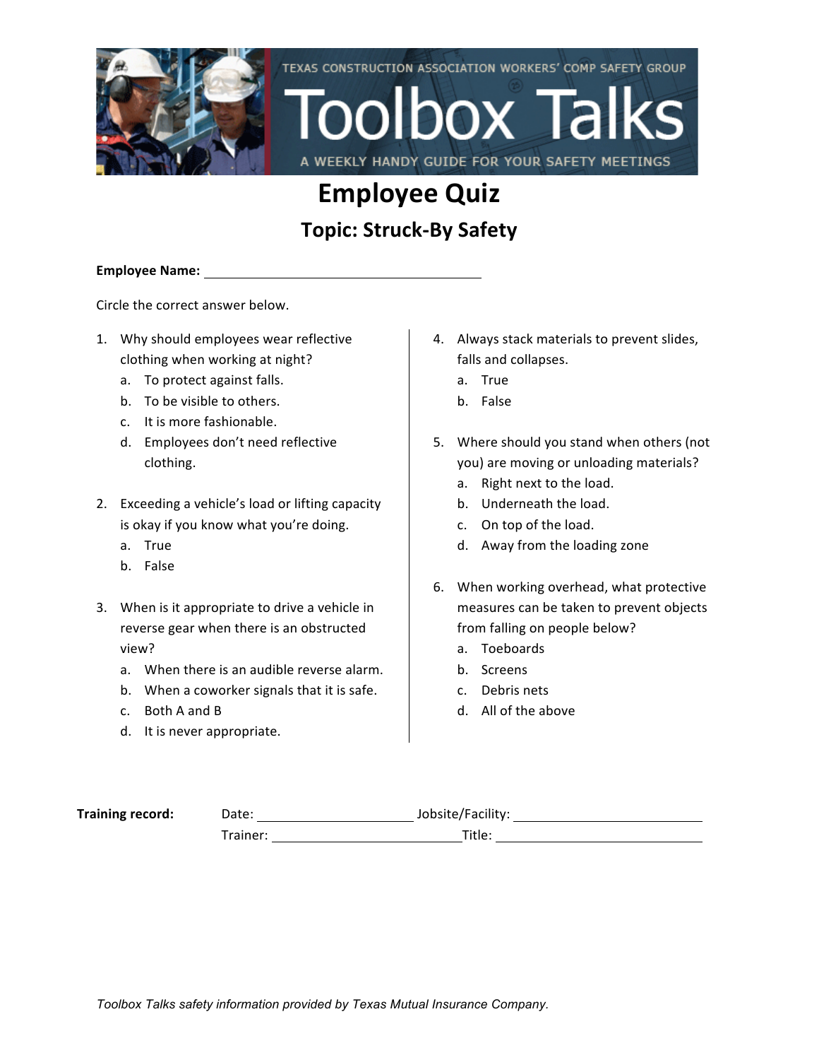TEXAS CONSTRUCTION ASSOCIATION WORKERS' COMP SAFETY GROUP

Toolbox Talks

A WEEKLY HANDY GUIDE FOR YOUR SAFETY MEETINGS

# Employee Quiz

## Topic: Struck-By Safety

**Employee Name:** ______________________________

Circle the correct answer below.

1. Why should employees wear reflective clothing when working at night?
   a. To protect against falls.
   b. To be visible to others.
   c. It is more fashionable.
   d. Employees don't need reflective clothing.

2. Exceeding a vehicle's load or lifting capacity is okay if you know what you're doing.
   a. True
   b. False

3. When is it appropriate to drive a vehicle in reverse gear when there is an obstructed view?
   a. When there is an audible reverse alarm.
   b. When a coworker signals that it is safe.
   c. Both A and B
   d. It is never appropriate.

4. Always stack materials to prevent slides, falls and collapses.
   a. True
   b. False

5. Where should you stand when others (not you) are moving or unloading materials?
   a. Right next to the load.
   b. Underneath the load.
   c. On top of the load.
   d. Away from the loading zone

6. When working overhead, what protective measures can be taken to prevent objects from falling on people below?
   a. Toeboards
   b. Screens
   c. Debris nets
   d. All of the above

**Training record:** Date: ____________ Jobsite/Facility: ____________

Trainer: ____________ Title: ____________

*Toolbox Talks safety information provided by Texas Mutual Insurance Company.*